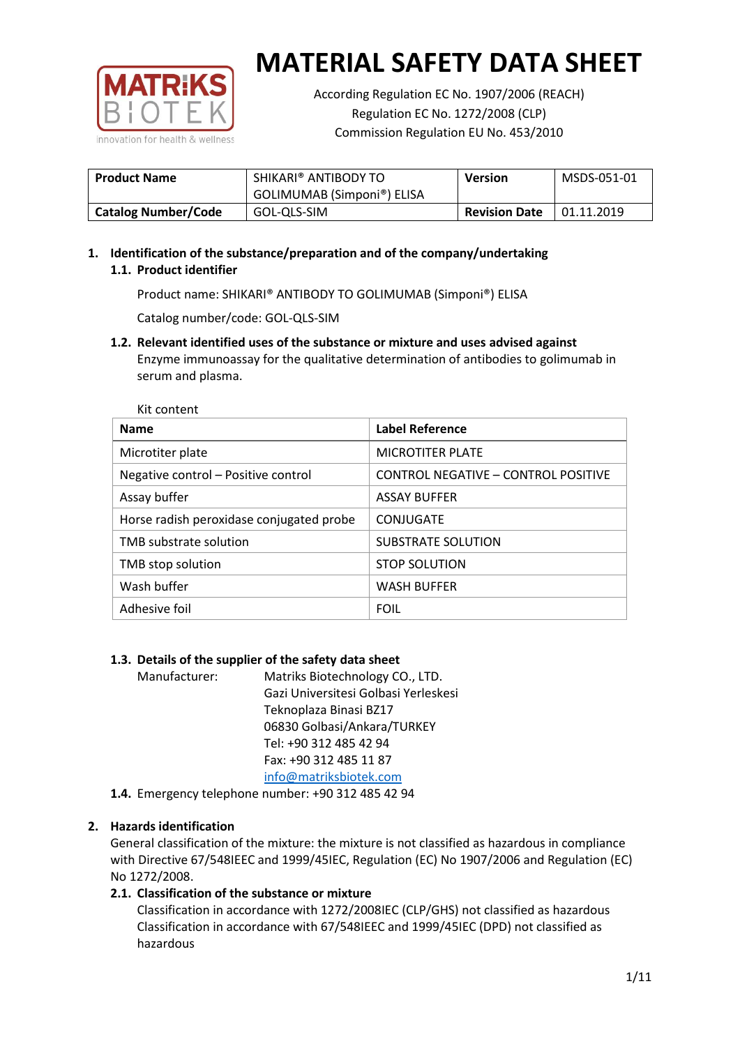# MATERIAL SAFETY DATA SHEET

According Regulation EC No. 1907/2006 (REACH)
Regulation EC No. 1272/2008 (CLP)
Commission Regulation EU No. 453/2010

| | | | |
|---|---|---|---|
| **Product Name** | SHIKARI® ANTIBODY TO GOLIMUMAB (Simponi®) ELISA | **Version** | MSDS-051-01 |
| **Catalog Number/Code** | GOL-QLS-SIM | **Revision Date** | 01.11.2019 |

## 1. Identification of the substance/preparation and of the company/undertaking

### 1.1. Product identifier

Product name: SHIKARI® ANTIBODY TO GOLIMUMAB (Simponi®) ELISA

Catalog number/code: GOL-QLS-SIM

### 1.2. Relevant identified uses of the substance or mixture and uses advised against

Enzyme immunoassay for the qualitative determination of antibodies to golimumab in serum and plasma.

Kit content

| Name | Label Reference |
|---|---|
| Microtiter plate | MICROTITER PLATE |
| Negative control – Positive control | CONTROL NEGATIVE – CONTROL POSITIVE |
| Assay buffer | ASSAY BUFFER |
| Horse radish peroxidase conjugated probe | CONJUGATE |
| TMB substrate solution | SUBSTRATE SOLUTION |
| TMB stop solution | STOP SOLUTION |
| Wash buffer | WASH BUFFER |
| Adhesive foil | FOIL |

### 1.3. Details of the supplier of the safety data sheet

Manufacturer: Matriks Biotechnology CO., LTD.
Gazi Universitesi Golbasi Yerleskesi
Teknoplaza Binasi BZ17
06830 Golbasi/Ankara/TURKEY
Tel: +90 312 485 42 94
Fax: +90 312 485 11 87
info@matriksbiotek.com

### 1.4. Emergency telephone number: +90 312 485 42 94

## 2. Hazards identification

General classification of the mixture: the mixture is not classified as hazardous in compliance with Directive 67/548IEEC and 1999/45IEC, Regulation (EC) No 1907/2006 and Regulation (EC) No 1272/2008.

### 2.1. Classification of the substance or mixture

Classification in accordance with 1272/2008IEC (CLP/GHS) not classified as hazardous
Classification in accordance with 67/548IEEC and 1999/45IEC (DPD) not classified as hazardous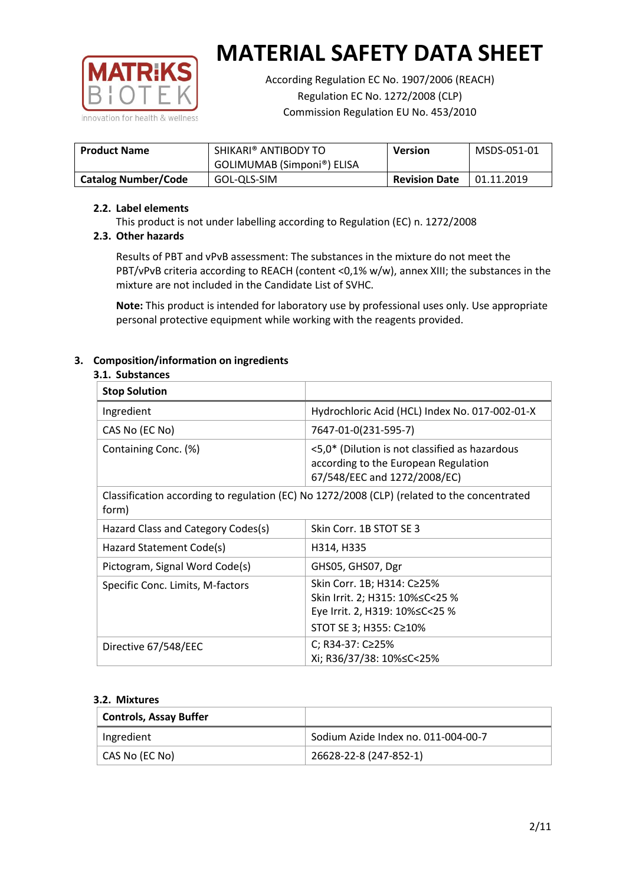# MATERIAL SAFETY DATA SHEET

According Regulation EC No. 1907/2006 (REACH)
Regulation EC No. 1272/2008 (CLP)
Commission Regulation EU No. 453/2010

| | | | |
|---|---|---|---|
| **Product Name** | SHIKARI® ANTIBODY TO GOLIMUMAB (Simponi®) ELISA | **Version** | MSDS-051-01 |
| **Catalog Number/Code** | GOL-QLS-SIM | **Revision Date** | 01.11.2019 |

### 2.2. Label elements

This product is not under labelling according to Regulation (EC) n. 1272/2008

### 2.3. Other hazards

Results of PBT and vPvB assessment: The substances in the mixture do not meet the PBT/vPvB criteria according to REACH (content <0,1% w/w), annex XIII; the substances in the mixture are not included in the Candidate List of SVHC.

**Note:** This product is intended for laboratory use by professional uses only. Use appropriate personal protective equipment while working with the reagents provided.

## 3. Composition/information on ingredients

### 3.1. Substances

| **Stop Solution** | |
|---|---|
| Ingredient | Hydrochloric Acid (HCL) Index No. 017-002-01-X |
| CAS No (EC No) | 7647-01-0(231-595-7) |
| Containing Conc. (%) | <5,0* (Dilution is not classified as hazardous according to the European Regulation 67/548/EEC and 1272/2008/EC) |
| Classification according to regulation (EC) No 1272/2008 (CLP) (related to the concentrated form) | |
| Hazard Class and Category Codes(s) | Skin Corr. 1B STOT SE 3 |
| Hazard Statement Code(s) | H314, H335 |
| Pictogram, Signal Word Code(s) | GHS05, GHS07, Dgr |
| Specific Conc. Limits, M-factors | Skin Corr. 1B; H314: C≥25%<br>Skin Irrit. 2; H315: 10%≤C<25 %<br>Eye Irrit. 2, H319: 10%≤C<25 %<br>STOT SE 3; H355: C≥10% |
| Directive 67/548/EEC | C; R34-37: C≥25%<br>Xi; R36/37/38: 10%≤C<25% |

### 3.2. Mixtures

| **Controls, Assay Buffer** | |
|---|---|
| Ingredient | Sodium Azide Index no. 011-004-00-7 |
| CAS No (EC No) | 26628-22-8 (247-852-1) |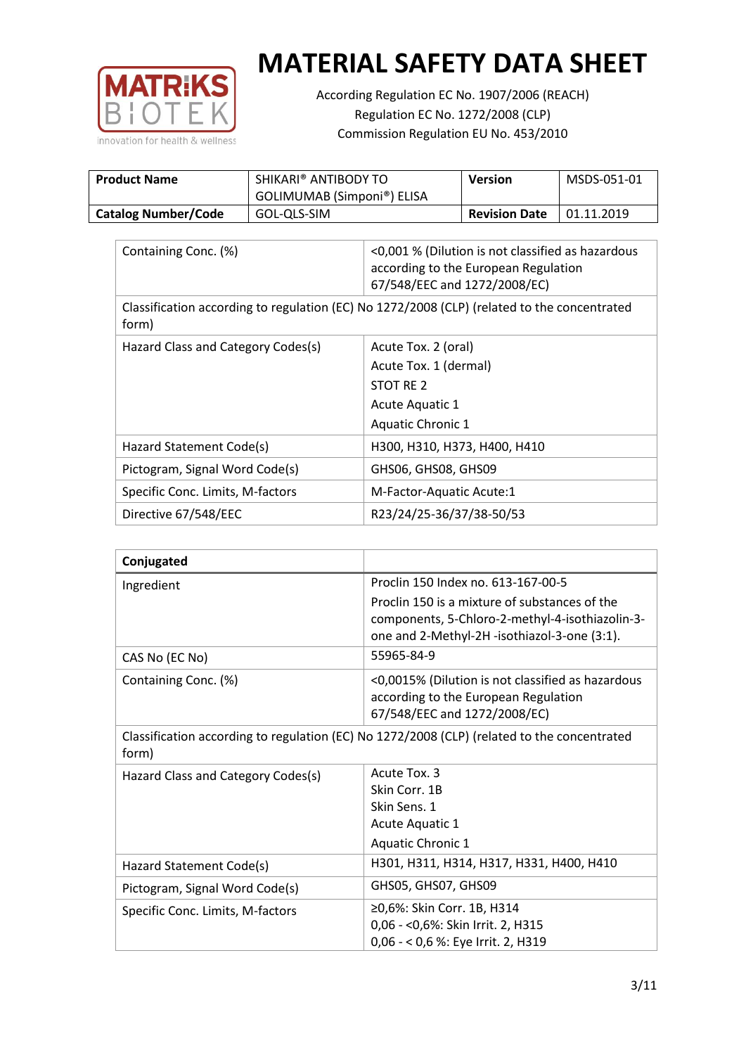# MATERIAL SAFETY DATA SHEET

According Regulation EC No. 1907/2006 (REACH)
Regulation EC No. 1272/2008 (CLP)
Commission Regulation EU No. 453/2010

| **Product Name** | SHIKARI® ANTIBODY TO GOLIMUMAB (Simponi®) ELISA | **Version** | MSDS-051-01 |
|---|---|---|---|
| **Catalog Number/Code** | GOL-QLS-SIM | **Revision Date** | 01.11.2019 |

| | |
|---|---|
| Containing Conc. (%) | <0,001 % (Dilution is not classified as hazardous according to the European Regulation 67/548/EEC and 1272/2008/EC) |
| Classification according to regulation (EC) No 1272/2008 (CLP) (related to the concentrated form) | |
| Hazard Class and Category Codes(s) | Acute Tox. 2 (oral)<br>Acute Tox. 1 (dermal)<br>STOT RE 2<br>Acute Aquatic 1<br>Aquatic Chronic 1 |
| Hazard Statement Code(s) | H300, H310, H373, H400, H410 |
| Pictogram, Signal Word Code(s) | GHS06, GHS08, GHS09 |
| Specific Conc. Limits, M-factors | M-Factor-Aquatic Acute:1 |
| Directive 67/548/EEC | R23/24/25-36/37/38-50/53 |

| **Conjugated** | |
|---|---|
| Ingredient | Proclin 150 Index no. 613-167-00-5<br>Proclin 150 is a mixture of substances of the components, 5-Chloro-2-methyl-4-isothiazolin-3-one and 2-Methyl-2H -isothiazol-3-one (3:1). |
| CAS No (EC No) | 55965-84-9 |
| Containing Conc. (%) | <0,0015% (Dilution is not classified as hazardous according to the European Regulation 67/548/EEC and 1272/2008/EC) |
| Classification according to regulation (EC) No 1272/2008 (CLP) (related to the concentrated form) | |
| Hazard Class and Category Codes(s) | Acute Tox. 3<br>Skin Corr. 1B<br>Skin Sens. 1<br>Acute Aquatic 1<br>Aquatic Chronic 1 |
| Hazard Statement Code(s) | H301, H311, H314, H317, H331, H400, H410 |
| Pictogram, Signal Word Code(s) | GHS05, GHS07, GHS09 |
| Specific Conc. Limits, M-factors | ≥0,6%: Skin Corr. 1B, H314<br>0,06 - <0,6%: Skin Irrit. 2, H315<br>0,06 - < 0,6 %: Eye Irrit. 2, H319 |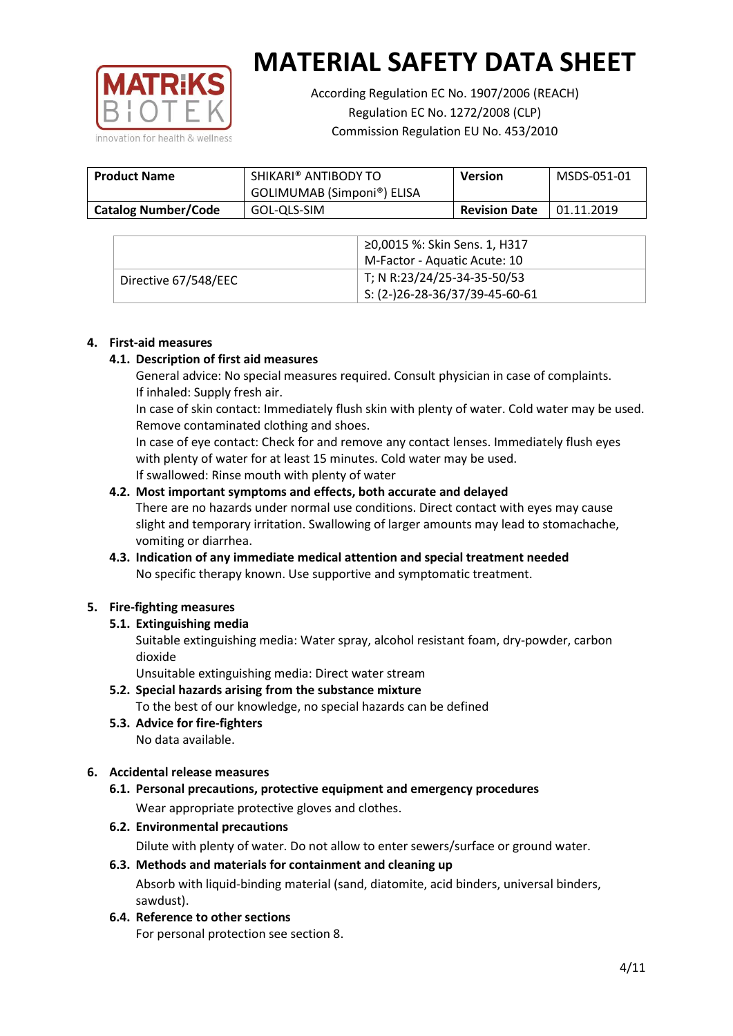# MATERIAL SAFETY DATA SHEET

According Regulation EC No. 1907/2006 (REACH)
Regulation EC No. 1272/2008 (CLP)
Commission Regulation EU No. 453/2010

| **Product Name** | SHIKARI® ANTIBODY TO GOLIMUMAB (Simponi®) ELISA | **Version** | MSDS-051-01 |
|---|---|---|---|
| **Catalog Number/Code** | GOL-QLS-SIM | **Revision Date** | 01.11.2019 |

| | |
|---|---|
| | ≥0,0015 %: Skin Sens. 1, H317<br>M-Factor - Aquatic Acute: 10 |
| Directive 67/548/EEC | T; N R:23/24/25-34-35-50/53<br>S: (2-)26-28-36/37/39-45-60-61 |

## 4. First-aid measures

### 4.1. Description of first aid measures

General advice: No special measures required. Consult physician in case of complaints.
If inhaled: Supply fresh air.
In case of skin contact: Immediately flush skin with plenty of water. Cold water may be used. Remove contaminated clothing and shoes.
In case of eye contact: Check for and remove any contact lenses. Immediately flush eyes with plenty of water for at least 15 minutes. Cold water may be used.
If swallowed: Rinse mouth with plenty of water

### 4.2. Most important symptoms and effects, both accurate and delayed

There are no hazards under normal use conditions. Direct contact with eyes may cause slight and temporary irritation. Swallowing of larger amounts may lead to stomachache, vomiting or diarrhea.

### 4.3. Indication of any immediate medical attention and special treatment needed

No specific therapy known. Use supportive and symptomatic treatment.

## 5. Fire-fighting measures

### 5.1. Extinguishing media

Suitable extinguishing media: Water spray, alcohol resistant foam, dry-powder, carbon dioxide
Unsuitable extinguishing media: Direct water stream

### 5.2. Special hazards arising from the substance mixture

To the best of our knowledge, no special hazards can be defined

### 5.3. Advice for fire-fighters

No data available.

## 6. Accidental release measures

### 6.1. Personal precautions, protective equipment and emergency procedures

Wear appropriate protective gloves and clothes.

### 6.2. Environmental precautions

Dilute with plenty of water. Do not allow to enter sewers/surface or ground water.

### 6.3. Methods and materials for containment and cleaning up

Absorb with liquid-binding material (sand, diatomite, acid binders, universal binders, sawdust).

### 6.4. Reference to other sections

For personal protection see section 8.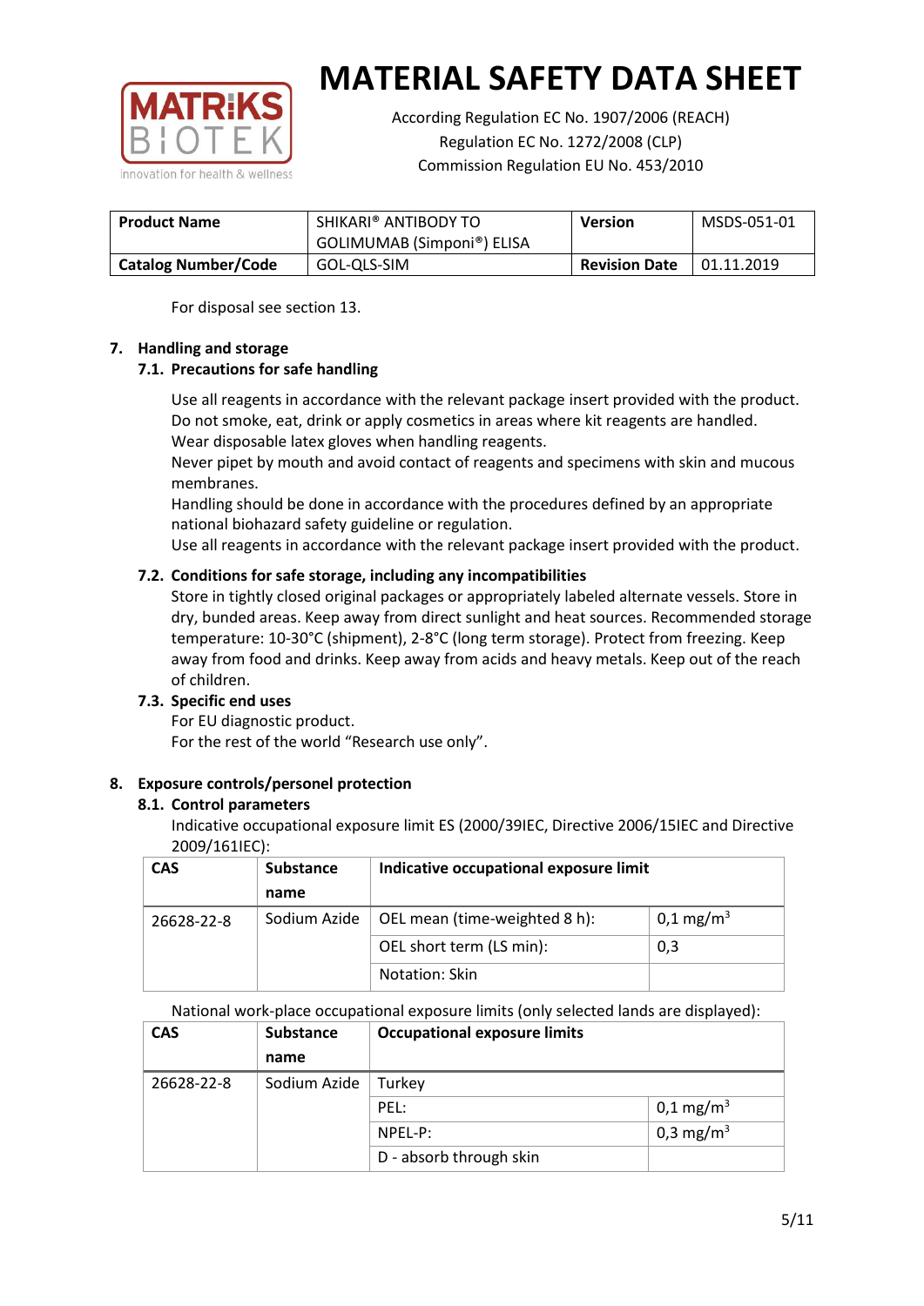For disposal see section 13.

## 7. Handling and storage

### 7.1. Precautions for safe handling

Use all reagents in accordance with the relevant package insert provided with the product.
Do not smoke, eat, drink or apply cosmetics in areas where kit reagents are handled.
Wear disposable latex gloves when handling reagents.
Never pipet by mouth and avoid contact of reagents and specimens with skin and mucous membranes.
Handling should be done in accordance with the procedures defined by an appropriate national biohazard safety guideline or regulation.
Use all reagents in accordance with the relevant package insert provided with the product.

### 7.2. Conditions for safe storage, including any incompatibilities

Store in tightly closed original packages or appropriately labeled alternate vessels. Store in dry, bunded areas. Keep away from direct sunlight and heat sources. Recommended storage temperature: 10-30°C (shipment), 2-8°C (long term storage). Protect from freezing. Keep away from food and drinks. Keep away from acids and heavy metals. Keep out of the reach of children.

### 7.3. Specific end uses

For EU diagnostic product.
For the rest of the world "Research use only".

## 8. Exposure controls/personel protection

### 8.1. Control parameters

Indicative occupational exposure limit ES (2000/39IEC, Directive 2006/15IEC and Directive 2009/161IEC):

| CAS | Substance name | Indicative occupational exposure limit | |
|---|---|---|---|
| 26628-22-8 | Sodium Azide | OEL mean (time-weighted 8 h): | 0,1 mg/m$^3$ |
| | | OEL short term (LS min): | 0,3 |
| | | Notation: Skin | |

National work-place occupational exposure limits (only selected lands are displayed):

| CAS | Substance name | Occupational exposure limits | |
|---|---|---|---|
| 26628-22-8 | Sodium Azide | Turkey | |
| | | PEL: | 0,1 mg/m$^3$ |
| | | NPEL-P: | 0,3 mg/m$^3$ |
| | | D - absorb through skin | |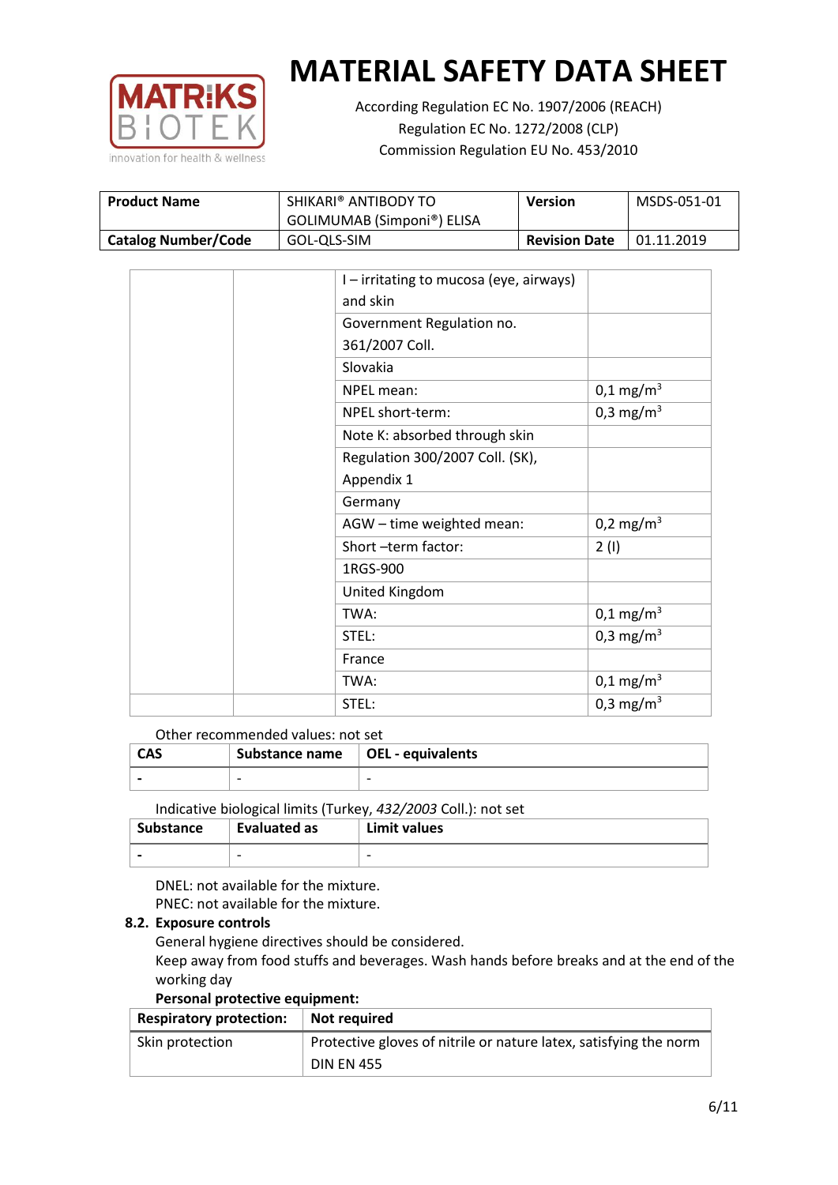| | | | |
|---|---|---|---|
| | | I – irritating to mucosa (eye, airways) and skin | |
| | | Government Regulation no. 361/2007 Coll. | |
| | | Slovakia | |
| | | NPEL mean: | 0,1 mg/m$^3$ |
| | | NPEL short-term: | 0,3 mg/m$^3$ |
| | | Note K: absorbed through skin | |
| | | Regulation 300/2007 Coll. (SK), Appendix 1 | |
| | | Germany | |
| | | AGW – time weighted mean: | 0,2 mg/m$^3$ |
| | | Short –term factor: | 2 (I) |
| | | 1RGS-900 | |
| | | United Kingdom | |
| | | TWA: | 0,1 mg/m$^3$ |
| | | STEL: | 0,3 mg/m$^3$ |
| | | France | |
| | | TWA: | 0,1 mg/m$^3$ |
| | | STEL: | 0,3 mg/m$^3$ |

Other recommended values: not set

| CAS | Substance name | OEL - equivalents |
|---|---|---|
| - | - | - |

Indicative biological limits (Turkey, *432/2003* Coll.): not set

| Substance | Evaluated as | Limit values |
|---|---|---|
| - | - | - |

DNEL: not available for the mixture.
PNEC: not available for the mixture.

**8.2. Exposure controls**

General hygiene directives should be considered.
Keep away from food stuffs and beverages. Wash hands before breaks and at the end of the working day

**Personal protective equipment:**

| Respiratory protection: | Not required |
|---|---|
| Skin protection | Protective gloves of nitrile or nature latex, satisfying the norm DIN EN 455 |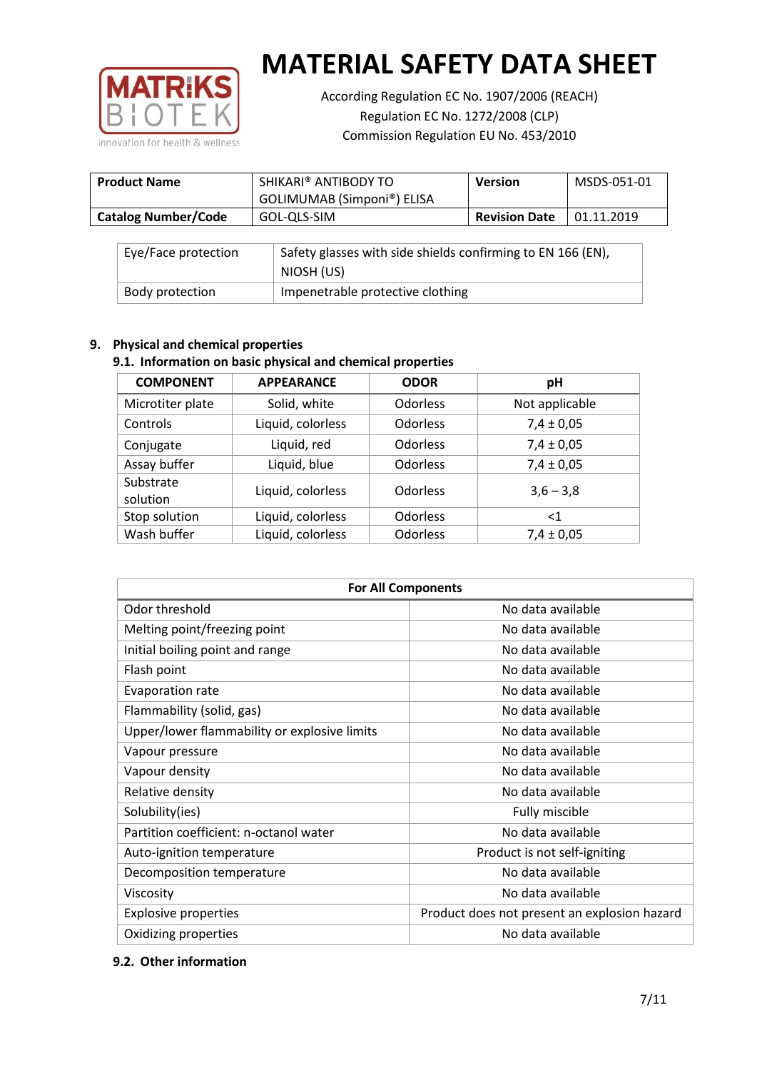# MATERIAL SAFETY DATA SHEET

According Regulation EC No. 1907/2006 (REACH)
Regulation EC No. 1272/2008 (CLP)
Commission Regulation EU No. 453/2010

| **Product Name** | SHIKARI® ANTIBODY TO GOLIMUMAB (Simponi®) ELISA | **Version** | MSDS-051-01 |
|---|---|---|---|
| **Catalog Number/Code** | GOL-QLS-SIM | **Revision Date** | 01.11.2019 |

| | |
|---|---|
| Eye/Face protection | Safety glasses with side shields confirming to EN 166 (EN), NIOSH (US) |
| Body protection | Impenetrable protective clothing |

## 9. Physical and chemical properties

### 9.1. Information on basic physical and chemical properties

| COMPONENT | APPEARANCE | ODOR | pH |
|---|---|---|---|
| Microtiter plate | Solid, white | Odorless | Not applicable |
| Controls | Liquid, colorless | Odorless | 7,4 ± 0,05 |
| Conjugate | Liquid, red | Odorless | 7,4 ± 0,05 |
| Assay buffer | Liquid, blue | Odorless | 7,4 ± 0,05 |
| Substrate solution | Liquid, colorless | Odorless | 3,6 – 3,8 |
| Stop solution | Liquid, colorless | Odorless | <1 |
| Wash buffer | Liquid, colorless | Odorless | 7,4 ± 0,05 |

| For All Components | |
|---|---|
| Odor threshold | No data available |
| Melting point/freezing point | No data available |
| Initial boiling point and range | No data available |
| Flash point | No data available |
| Evaporation rate | No data available |
| Flammability (solid, gas) | No data available |
| Upper/lower flammability or explosive limits | No data available |
| Vapour pressure | No data available |
| Vapour density | No data available |
| Relative density | No data available |
| Solubility(ies) | Fully miscible |
| Partition coefficient: n-octanol water | No data available |
| Auto-ignition temperature | Product is not self-igniting |
| Decomposition temperature | No data available |
| Viscosity | No data available |
| Explosive properties | Product does not present an explosion hazard |
| Oxidizing properties | No data available |

### 9.2. Other information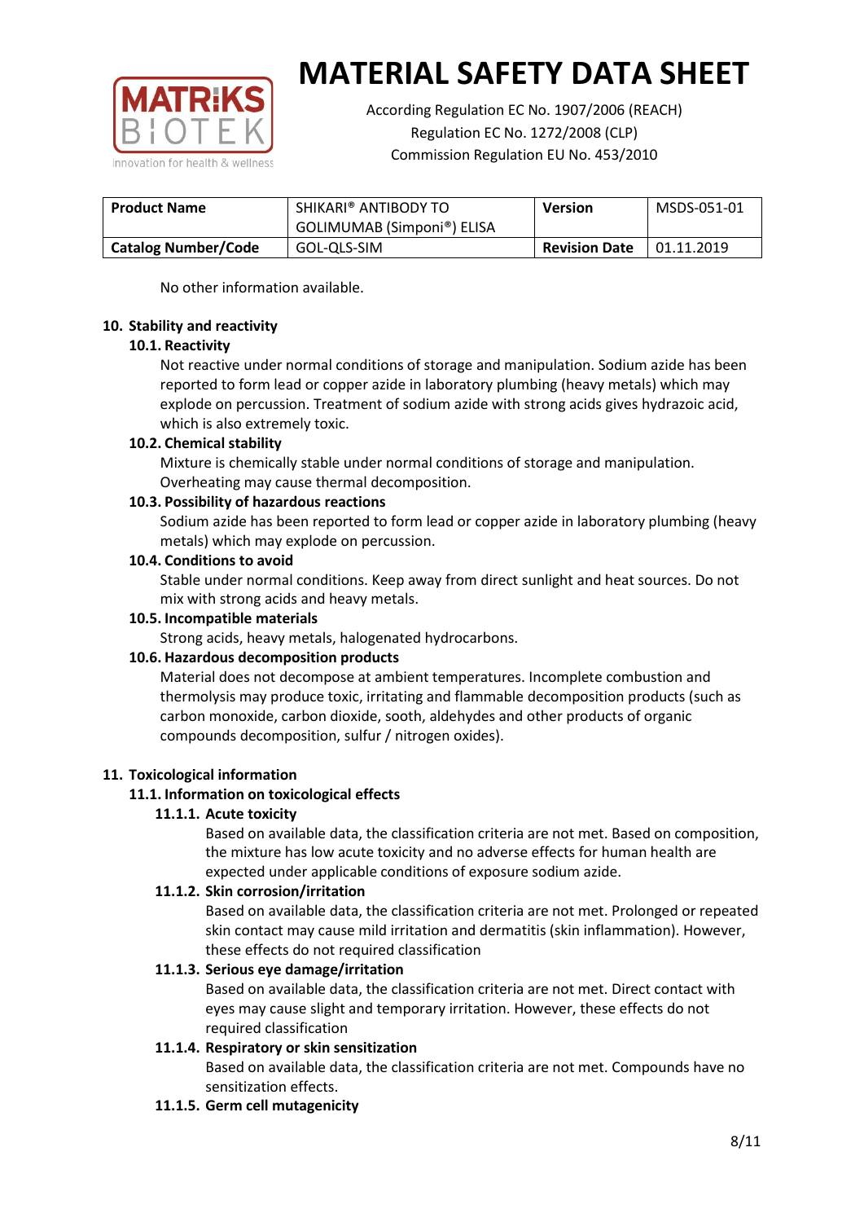No other information available.

## 10. Stability and reactivity

### 10.1. Reactivity

Not reactive under normal conditions of storage and manipulation. Sodium azide has been reported to form lead or copper azide in laboratory plumbing (heavy metals) which may explode on percussion. Treatment of sodium azide with strong acids gives hydrazoic acid, which is also extremely toxic.

### 10.2. Chemical stability

Mixture is chemically stable under normal conditions of storage and manipulation. Overheating may cause thermal decomposition.

### 10.3. Possibility of hazardous reactions

Sodium azide has been reported to form lead or copper azide in laboratory plumbing (heavy metals) which may explode on percussion.

### 10.4. Conditions to avoid

Stable under normal conditions. Keep away from direct sunlight and heat sources. Do not mix with strong acids and heavy metals.

### 10.5. Incompatible materials

Strong acids, heavy metals, halogenated hydrocarbons.

### 10.6. Hazardous decomposition products

Material does not decompose at ambient temperatures. Incomplete combustion and thermolysis may produce toxic, irritating and flammable decomposition products (such as carbon monoxide, carbon dioxide, sooth, aldehydes and other products of organic compounds decomposition, sulfur / nitrogen oxides).

## 11. Toxicological information

### 11.1. Information on toxicological effects

#### 11.1.1. Acute toxicity

Based on available data, the classification criteria are not met. Based on composition, the mixture has low acute toxicity and no adverse effects for human health are expected under applicable conditions of exposure sodium azide.

#### 11.1.2. Skin corrosion/irritation

Based on available data, the classification criteria are not met. Prolonged or repeated skin contact may cause mild irritation and dermatitis (skin inflammation). However, these effects do not required classification

#### 11.1.3. Serious eye damage/irritation

Based on available data, the classification criteria are not met. Direct contact with eyes may cause slight and temporary irritation. However, these effects do not required classification

#### 11.1.4. Respiratory or skin sensitization

Based on available data, the classification criteria are not met. Compounds have no sensitization effects.

#### 11.1.5. Germ cell mutagenicity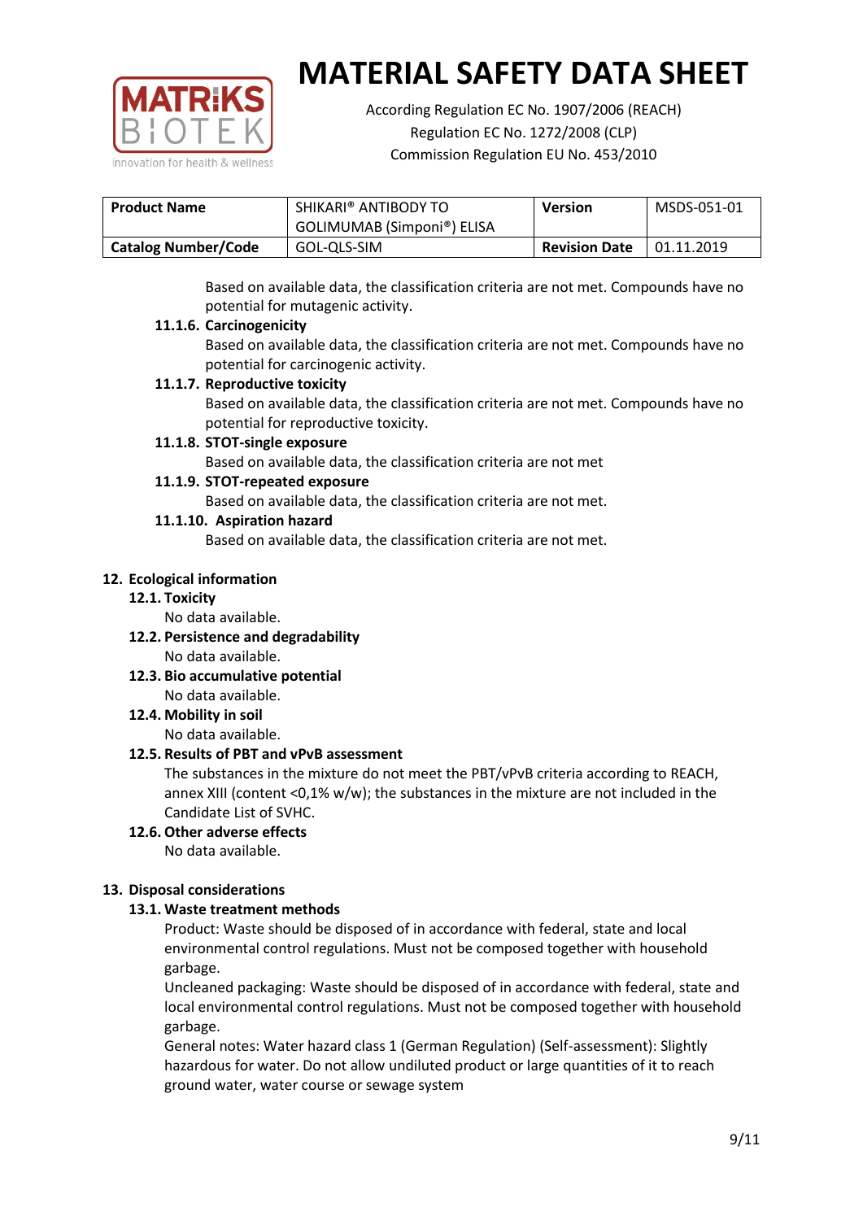Based on available data, the classification criteria are not met. Compounds have no potential for mutagenic activity.

#### 11.1.6. Carcinogenicity

Based on available data, the classification criteria are not met. Compounds have no potential for carcinogenic activity.

#### 11.1.7. Reproductive toxicity

Based on available data, the classification criteria are not met. Compounds have no potential for reproductive toxicity.

#### 11.1.8. STOT-single exposure

Based on available data, the classification criteria are not met

#### 11.1.9. STOT-repeated exposure

Based on available data, the classification criteria are not met.

#### 11.1.10. Aspiration hazard

Based on available data, the classification criteria are not met.

## 12. Ecological information

### 12.1. Toxicity

No data available.

### 12.2. Persistence and degradability

No data available.

### 12.3. Bio accumulative potential

No data available.

### 12.4. Mobility in soil

No data available.

### 12.5. Results of PBT and vPvB assessment

The substances in the mixture do not meet the PBT/vPvB criteria according to REACH, annex XIII (content <0,1% w/w); the substances in the mixture are not included in the Candidate List of SVHC.

### 12.6. Other adverse effects

No data available.

## 13. Disposal considerations

### 13.1. Waste treatment methods

Product: Waste should be disposed of in accordance with federal, state and local environmental control regulations. Must not be composed together with household garbage.

Uncleaned packaging: Waste should be disposed of in accordance with federal, state and local environmental control regulations. Must not be composed together with household garbage.

General notes: Water hazard class 1 (German Regulation) (Self-assessment): Slightly hazardous for water. Do not allow undiluted product or large quantities of it to reach ground water, water course or sewage system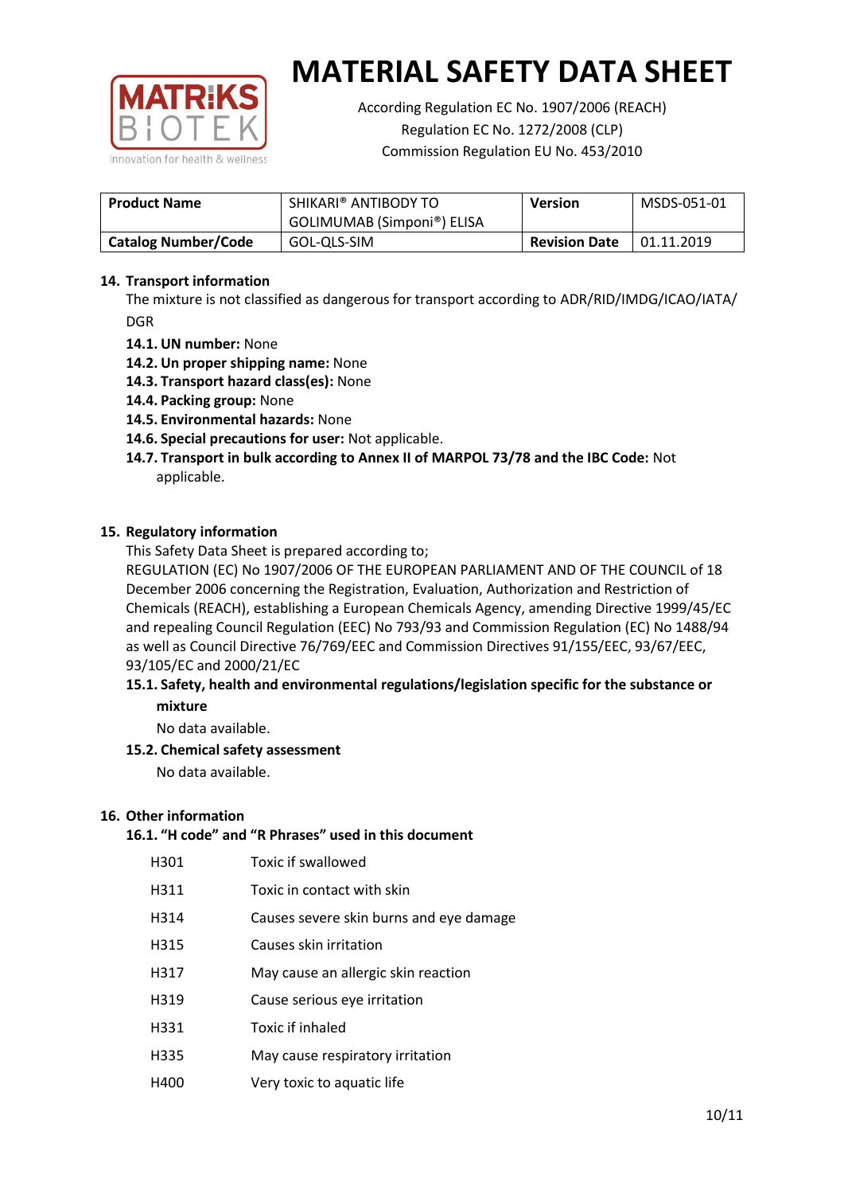# MATERIAL SAFETY DATA SHEET

According Regulation EC No. 1907/2006 (REACH)
Regulation EC No. 1272/2008 (CLP)
Commission Regulation EU No. 453/2010

| | | | |
|---|---|---|---|
| **Product Name** | SHIKARI® ANTIBODY TO GOLIMUMAB (Simponi®) ELISA | **Version** | MSDS-051-01 |
| **Catalog Number/Code** | GOL-QLS-SIM | **Revision Date** | 01.11.2019 |

## 14. Transport information

The mixture is not classified as dangerous for transport according to ADR/RID/IMDG/ICAO/IATA/DGR

- **14.1. UN number:** None
- **14.2. Un proper shipping name:** None
- **14.3. Transport hazard class(es):** None
- **14.4. Packing group:** None
- **14.5. Environmental hazards:** None
- **14.6. Special precautions for user:** Not applicable.
- **14.7. Transport in bulk according to Annex II of MARPOL 73/78 and the IBC Code:** Not applicable.

## 15. Regulatory information

This Safety Data Sheet is prepared according to;

REGULATION (EC) No 1907/2006 OF THE EUROPEAN PARLIAMENT AND OF THE COUNCIL of 18 December 2006 concerning the Registration, Evaluation, Authorization and Restriction of Chemicals (REACH), establishing a European Chemicals Agency, amending Directive 1999/45/EC and repealing Council Regulation (EEC) No 793/93 and Commission Regulation (EC) No 1488/94 as well as Council Directive 76/769/EEC and Commission Directives 91/155/EEC, 93/67/EEC, 93/105/EC and 2000/21/EC

### 15.1. Safety, health and environmental regulations/legislation specific for the substance or mixture

No data available.

### 15.2. Chemical safety assessment

No data available.

## 16. Other information

### 16.1. "H code" and "R Phrases" used in this document

| | |
|---|---|
| H301 | Toxic if swallowed |
| H311 | Toxic in contact with skin |
| H314 | Causes severe skin burns and eye damage |
| H315 | Causes skin irritation |
| H317 | May cause an allergic skin reaction |
| H319 | Cause serious eye irritation |
| H331 | Toxic if inhaled |
| H335 | May cause respiratory irritation |
| H400 | Very toxic to aquatic life |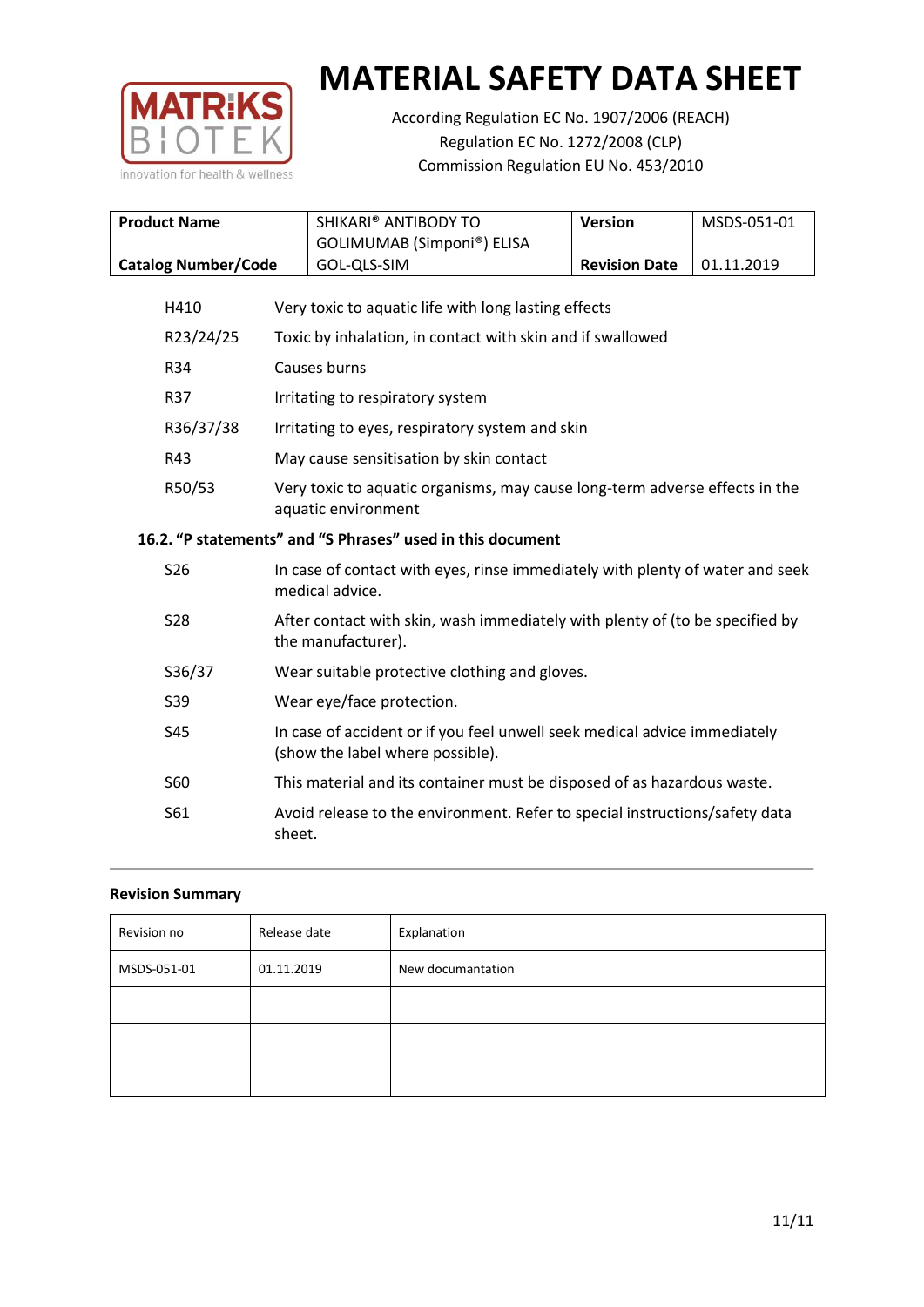# MATERIAL SAFETY DATA SHEET

According Regulation EC No. 1907/2006 (REACH)
Regulation EC No. 1272/2008 (CLP)
Commission Regulation EU No. 453/2010

| | | | |
|---|---|---|---|
| **Product Name** | SHIKARI® ANTIBODY TO GOLIMUMAB (Simponi®) ELISA | **Version** | MSDS-051-01 |
| **Catalog Number/Code** | GOL-QLS-SIM | **Revision Date** | 01.11.2019 |

| | |
|---|---|
| H410 | Very toxic to aquatic life with long lasting effects |
| R23/24/25 | Toxic by inhalation, in contact with skin and if swallowed |
| R34 | Causes burns |
| R37 | Irritating to respiratory system |
| R36/37/38 | Irritating to eyes, respiratory system and skin |
| R43 | May cause sensitisation by skin contact |
| R50/53 | Very toxic to aquatic organisms, may cause long-term adverse effects in the aquatic environment |

### 16.2. "P statements" and "S Phrases" used in this document

| | |
|---|---|
| S26 | In case of contact with eyes, rinse immediately with plenty of water and seek medical advice. |
| S28 | After contact with skin, wash immediately with plenty of (to be specified by the manufacturer). |
| S36/37 | Wear suitable protective clothing and gloves. |
| S39 | Wear eye/face protection. |
| S45 | In case of accident or if you feel unwell seek medical advice immediately (show the label where possible). |
| S60 | This material and its container must be disposed of as hazardous waste. |
| S61 | Avoid release to the environment. Refer to special instructions/safety data sheet. |

**Revision Summary**

| Revision no | Release date | Explanation |
|---|---|---|
| MSDS-051-01 | 01.11.2019 | New documantation |
| | | |
| | | |
| | | |